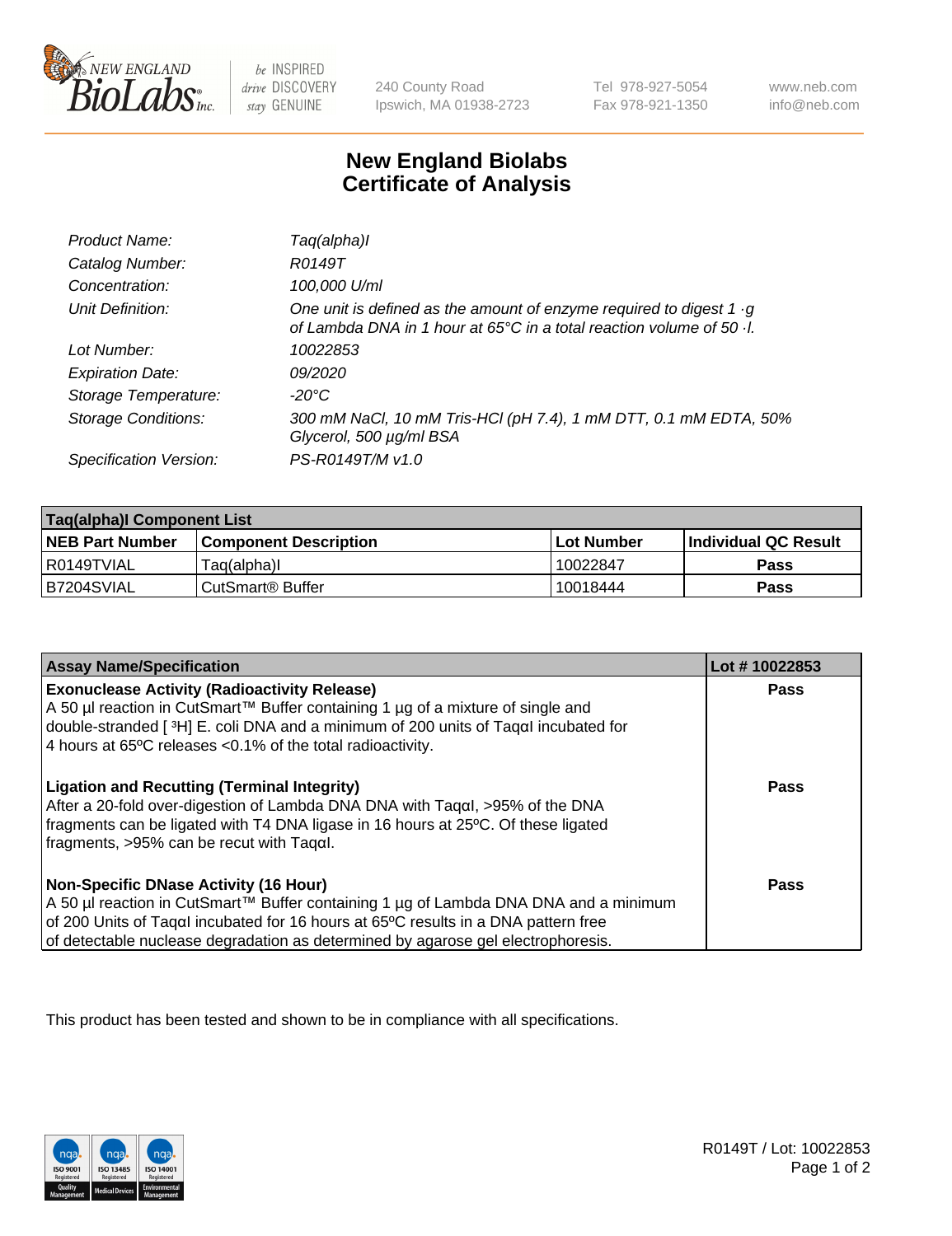240 County Road
Ipswich, MA 01938-2723

Tel 978-927-5054
Fax 978-921-1350

www.neb.com
info@neb.com

# New England Biolabs
# Certificate of Analysis

| | |
|---|---|
| *Product Name:* | *Taq(alpha)I* |
| *Catalog Number:* | *R0149T* |
| *Concentration:* | *100,000 U/ml* |
| *Unit Definition:* | *One unit is defined as the amount of enzyme required to digest 1 ·g of Lambda DNA in 1 hour at 65°C in a total reaction volume of 50 ·l.* |
| *Lot Number:* | *10022853* |
| *Expiration Date:* | *09/2020* |
| *Storage Temperature:* | *-20°C* |
| *Storage Conditions:* | *300 mM NaCl, 10 mM Tris-HCl (pH 7.4), 1 mM DTT, 0.1 mM EDTA, 50% Glycerol, 500 µg/ml BSA* |
| *Specification Version:* | *PS-R0149T/M v1.0* |

| Taq(alpha)I Component List | | | |
|---|---|---|---|
| **NEB Part Number** | **Component Description** | **Lot Number** | **Individual QC Result** |
| R0149TVIAL | Taq(alpha)I | 10022847 | **Pass** |
| B7204SVIAL | CutSmart® Buffer | 10018444 | **Pass** |

| Assay Name/Specification | Lot # 10022853 |
|---|---|
| **Exonuclease Activity (Radioactivity Release)**<br>A 50 µl reaction in CutSmart™ Buffer containing 1 µg of a mixture of single and double-stranded [ $^3$H] E. coli DNA and a minimum of 200 units of TaqαI incubated for 4 hours at 65ºC releases <0.1% of the total radioactivity. | **Pass** |
| **Ligation and Recutting (Terminal Integrity)**<br>After a 20-fold over-digestion of Lambda DNA DNA with TaqαI, >95% of the DNA fragments can be ligated with T4 DNA ligase in 16 hours at 25ºC. Of these ligated fragments, >95% can be recut with TaqαI. | **Pass** |
| **Non-Specific DNase Activity (16 Hour)**<br>A 50 µl reaction in CutSmart™ Buffer containing 1 µg of Lambda DNA DNA and a minimum of 200 Units of TaqαI incubated for 16 hours at 65ºC results in a DNA pattern free of detectable nuclease degradation as determined by agarose gel electrophoresis. | **Pass** |

This product has been tested and shown to be in compliance with all specifications.

R0149T / Lot: 10022853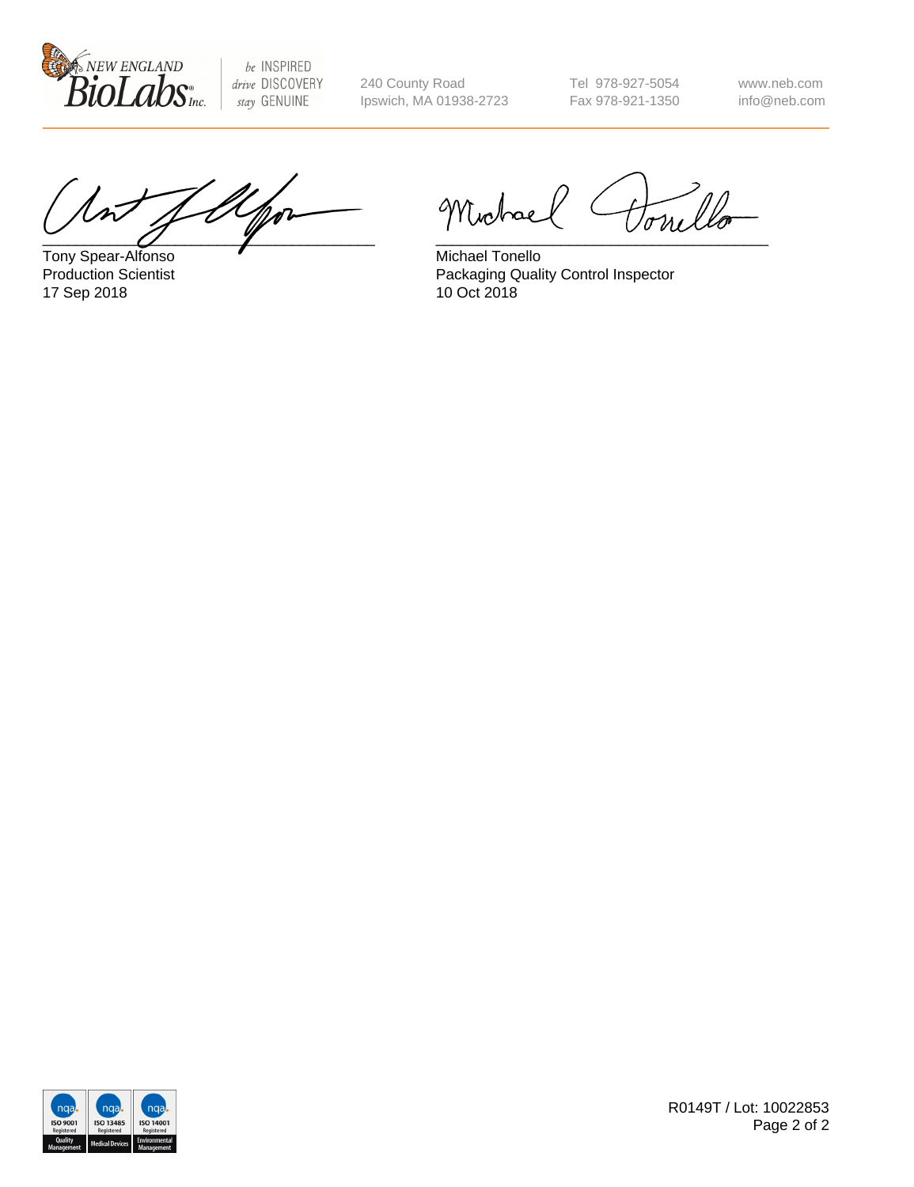Tony Spear-Alfonso
Production Scientist
17 Sep 2018

Michael Tonello
Packaging Quality Control Inspector
10 Oct 2018